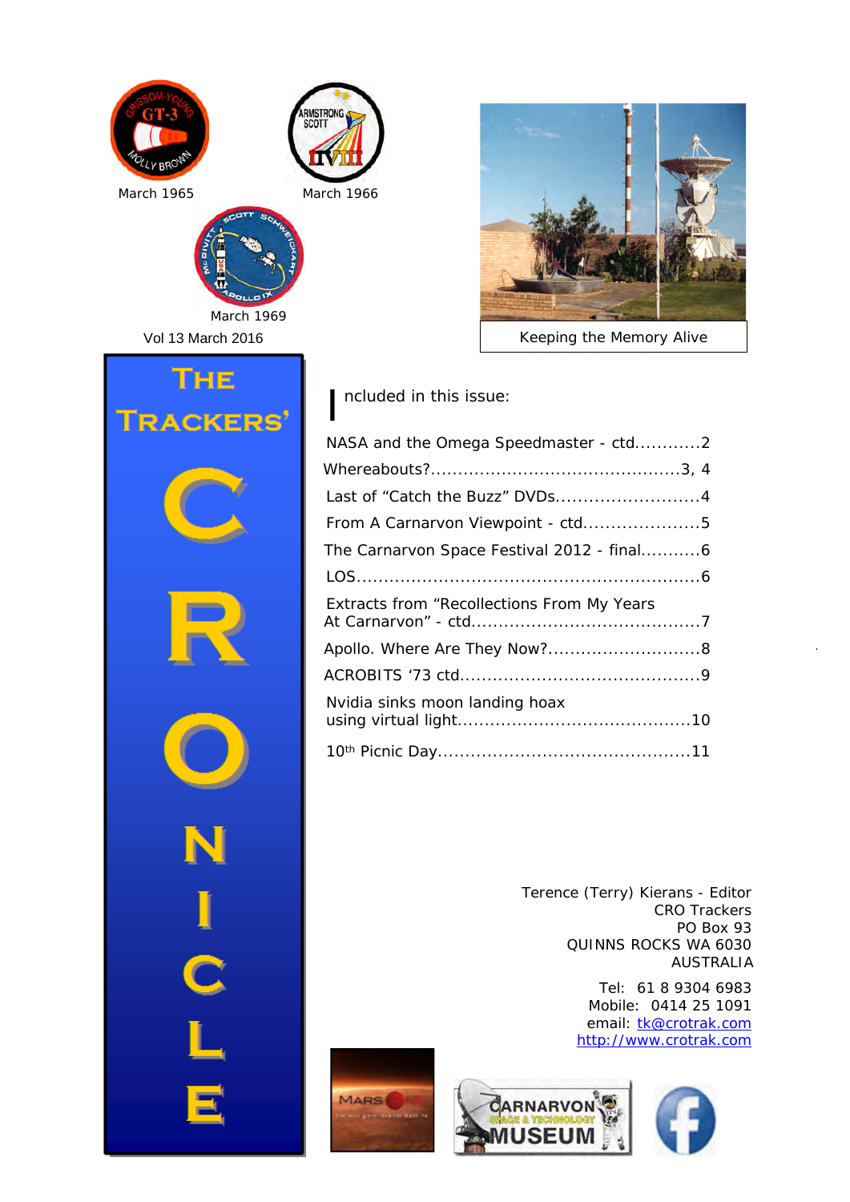March 1965

March 1966

March 1969

Vol 13 March 2016

Keeping the Memory Alive

# The Trackers' CRONICLE

Included in this issue:

NASA and the Omega Speedmaster - ctd............2

Whereabouts?.............................................3, 4

Last of "Catch the Buzz" DVDs..........................4

From A Carnarvon Viewpoint - ctd.....................5

The Carnarvon Space Festival 2012 - final...........6

LOS..............................................................6

Extracts from "Recollections From My Years At Carnarvon" - ctd.........................................7

Apollo. Where Are They Now?............................8

ACROBITS '73 ctd...........................................9

Nvidia sinks moon landing hoax using virtual light..........................................10

10th Picnic Day.............................................11

Terence (Terry) Kierans - Editor
CRO Trackers
PO Box 93
QUINNS ROCKS WA 6030
AUSTRALIA

Tel: 61 8 9304 6983
Mobile: 0414 25 1091
email: tk@crotrak.com
http://www.crotrak.com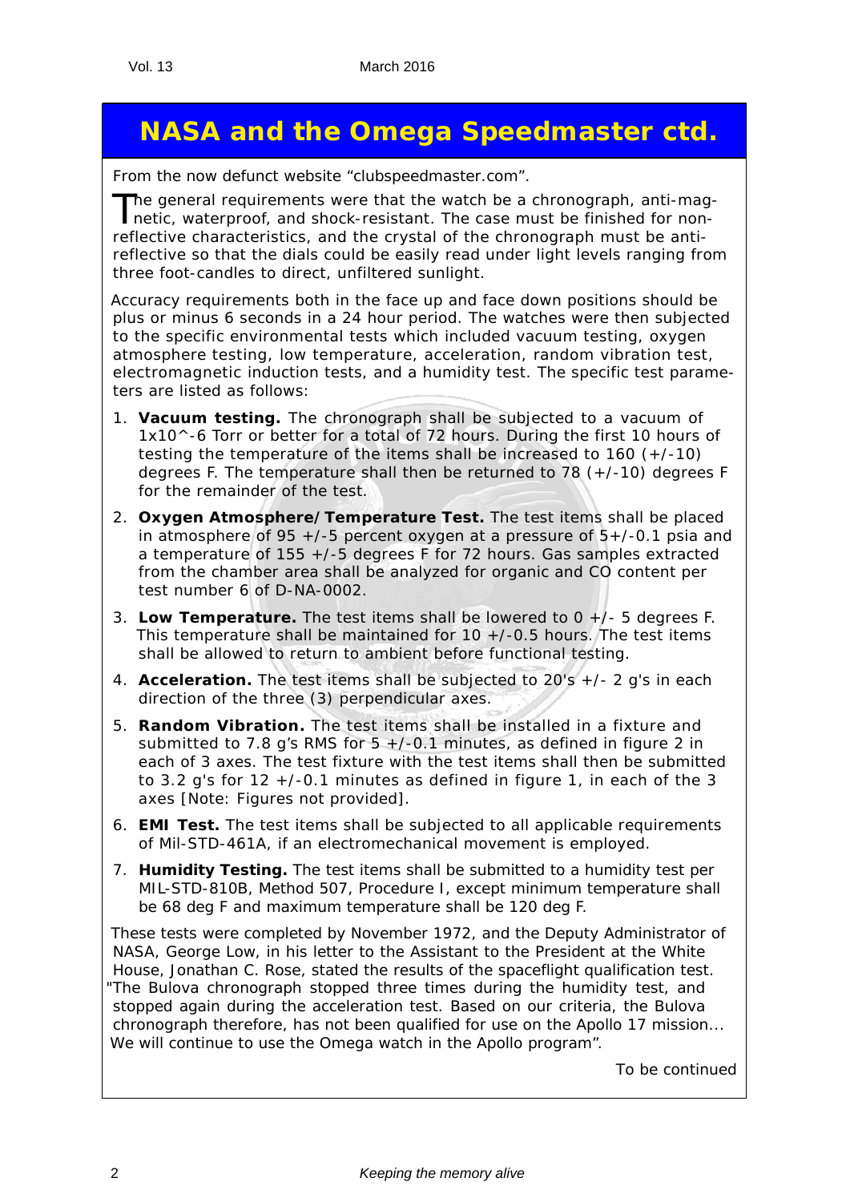# NASA and the Omega Speedmaster ctd.

From the now defunct website "clubspeedmaster.com".

The general requirements were that the watch be a chronograph, anti-magnetic, waterproof, and shock-resistant. The case must be finished for non-reflective characteristics, and the crystal of the chronograph must be anti-reflective so that the dials could be easily read under light levels ranging from three foot-candles to direct, unfiltered sunlight.

Accuracy requirements both in the face up and face down positions should be plus or minus 6 seconds in a 24 hour period. The watches were then subjected to the specific environmental tests which included vacuum testing, oxygen atmosphere testing, low temperature, acceleration, random vibration test, electromagnetic induction tests, and a humidity test. The specific test parameters are listed as follows:

1. **Vacuum testing.** The chronograph shall be subjected to a vacuum of 1x10^-6 Torr or better for a total of 72 hours. During the first 10 hours of testing the temperature of the items shall be increased to 160 (+/-10) degrees F. The temperature shall then be returned to 78 (+/-10) degrees F for the remainder of the test.
2. **Oxygen Atmosphere/Temperature Test.** The test items shall be placed in atmosphere of 95 +/-5 percent oxygen at a pressure of 5+/-0.1 psia and a temperature of 155 +/-5 degrees F for 72 hours. Gas samples extracted from the chamber area shall be analyzed for organic and CO content per test number 6 of D-NA-0002.
3. **Low Temperature.** The test items shall be lowered to 0 +/- 5 degrees F. This temperature shall be maintained for 10 +/-0.5 hours. The test items shall be allowed to return to ambient before functional testing.
4. **Acceleration.** The test items shall be subjected to 20's +/- 2 g's in each direction of the three (3) perpendicular axes.
5. **Random Vibration.** The test items shall be installed in a fixture and submitted to 7.8 g's RMS for 5 +/-0.1 minutes, as defined in figure 2 in each of 3 axes. The test fixture with the test items shall then be submitted to 3.2 g's for 12 +/-0.1 minutes as defined in figure 1, in each of the 3 axes [Note: Figures not provided].
6. **EMI Test.** The test items shall be subjected to all applicable requirements of Mil-STD-461A, if an electromechanical movement is employed.
7. **Humidity Testing.** The test items shall be submitted to a humidity test per MIL-STD-810B, Method 507, Procedure I, except minimum temperature shall be 68 deg F and maximum temperature shall be 120 deg F.

These tests were completed by November 1972, and the Deputy Administrator of NASA, George Low, in his letter to the Assistant to the President at the White House, Jonathan C. Rose, stated the results of the spaceflight qualification test. "The Bulova chronograph stopped three times during the humidity test, and stopped again during the acceleration test. Based on our criteria, the Bulova chronograph therefore, has not been qualified for use on the Apollo 17 mission... We will continue to use the Omega watch in the Apollo program".

To be continued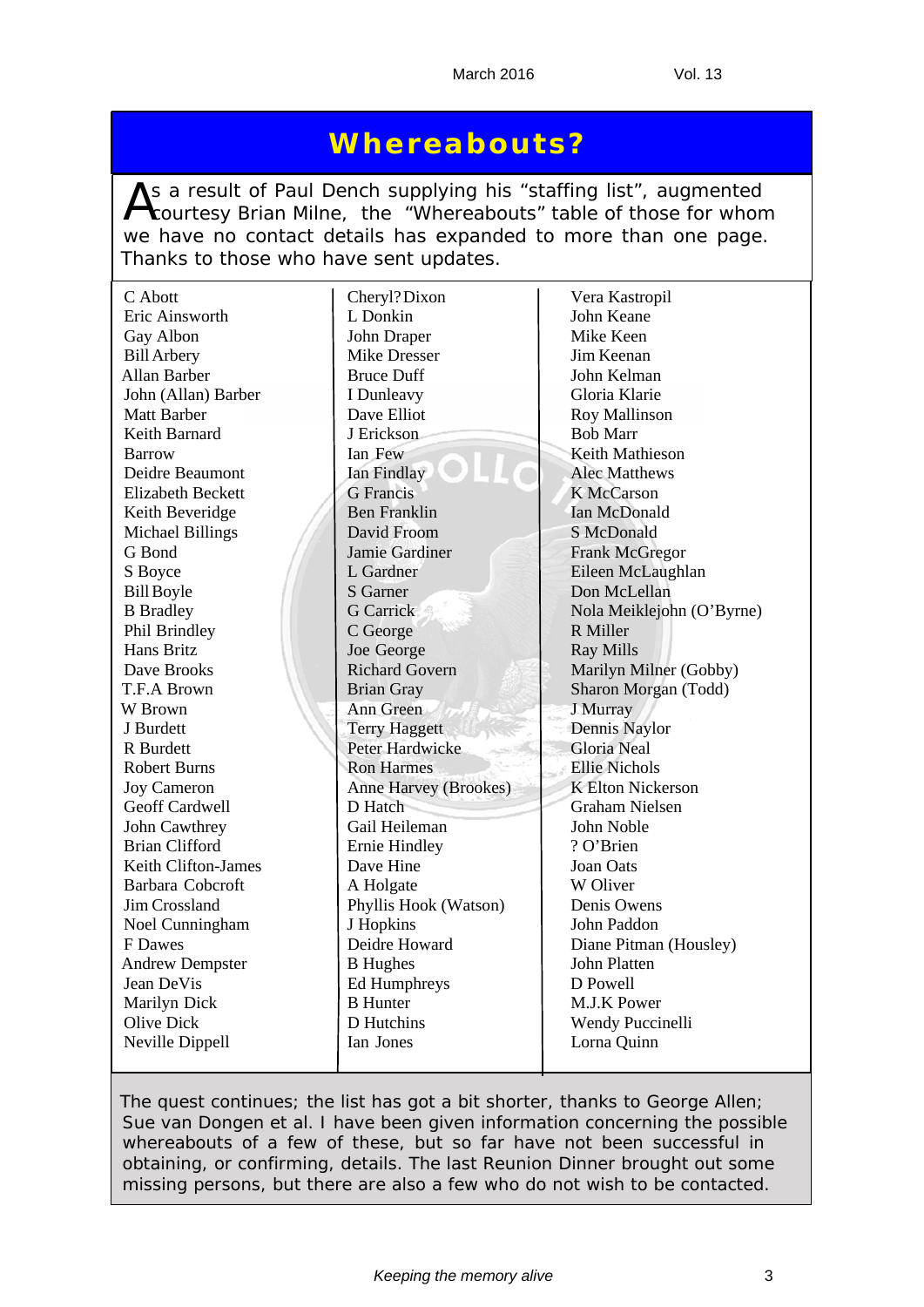# Whereabouts?

As a result of Paul Dench supplying his "staffing list", augmented courtesy Brian Milne, the "Whereabouts" table of those for whom we have no contact details has expanded to more than one page. Thanks to those who have sent updates.

C Abott
Eric Ainsworth
Gay Albon
Bill Arbery
Allan Barber
John (Allan) Barber
Matt Barber
Keith Barnard
Barrow
Deidre Beaumont
Elizabeth Beckett
Keith Beveridge
Michael Billings
G Bond
S Boyce
Bill Boyle
B Bradley
Phil Brindley
Hans Britz
Dave Brooks
T.F.A Brown
W Brown
J Burdett
R Burdett
Robert Burns
Joy Cameron
Geoff Cardwell
John Cawthrey
Brian Clifford
Keith Clifton-James
Barbara Cobcroft
Jim Crossland
Noel Cunningham
F Dawes
Andrew Dempster
Jean DeVis
Marilyn Dick
Olive Dick
Neville Dippell
Cheryl? Dixon
L Donkin
John Draper
Mike Dresser
Bruce Duff
I Dunleavy
Dave Elliot
J Erickson
Ian Few
Ian Findlay
G Francis
Ben Franklin
David Froom
Jamie Gardiner
L Gardner
S Garner
G Carrick
C George
Joe George
Richard Govern
Brian Gray
Ann Green
Terry Haggett
Peter Hardwicke
Ron Harmes
Anne Harvey (Brookes)
D Hatch
Gail Heileman
Ernie Hindley
Dave Hine
A Holgate
Phyllis Hook (Watson)
J Hopkins
Deidre Howard
B Hughes
Ed Humphreys
B Hunter
D Hutchins
Ian Jones
Vera Kastropil
John Keane
Mike Keen
Jim Keenan
John Kelman
Gloria Klarie
Roy Mallinson
Bob Marr
Keith Mathieson
Alec Matthews
K McCarson
Ian McDonald
S McDonald
Frank McGregor
Eileen McLaughlan
Don McLellan
Nola Meiklejohn (O'Byrne)
R Miller
Ray Mills
Marilyn Milner (Gobby)
Sharon Morgan (Todd)
J Murray
Dennis Naylor
Gloria Neal
Ellie Nichols
K Elton Nickerson
Graham Nielsen
John Noble
? O'Brien
Joan Oats
W Oliver
Denis Owens
John Paddon
Diane Pitman (Housley)
John Platten
D Powell
M.J.K Power
Wendy Puccinelli
Lorna Quinn

The quest continues; the list has got a bit shorter, thanks to George Allen; Sue van Dongen et al. I have been given information concerning the possible whereabouts of a few of these, but so far have not been successful in obtaining, or confirming, details. The last Reunion Dinner brought out some missing persons, but there are also a few who do not wish to be contacted.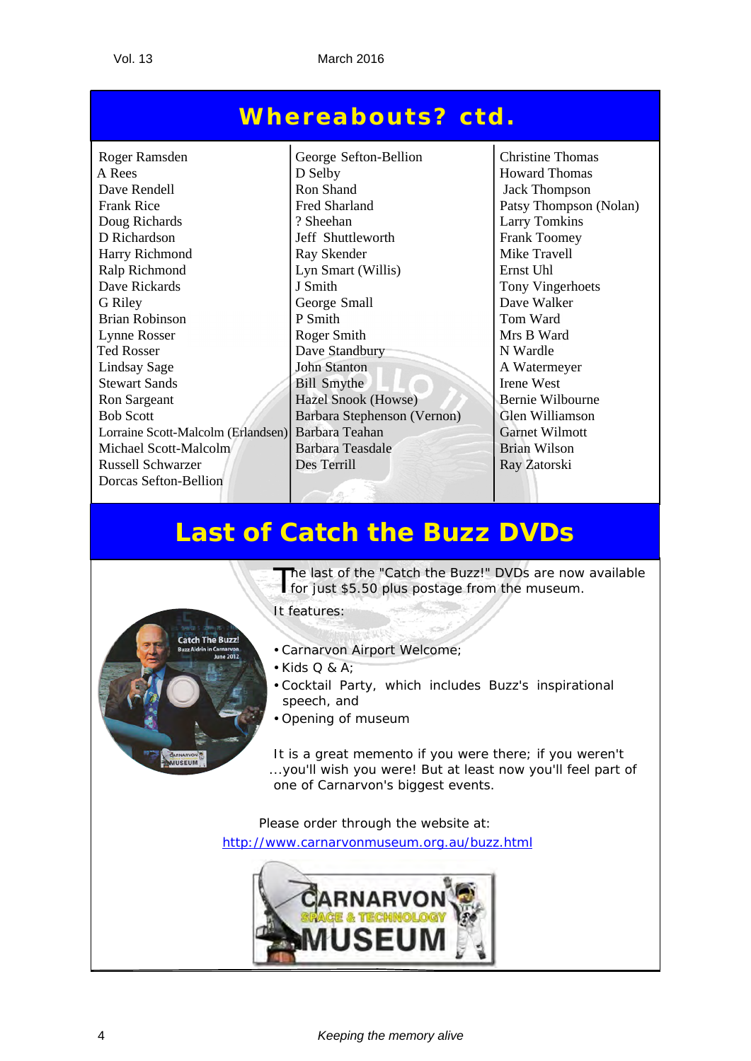## Whereabouts? ctd.

Roger Ramsden
A Rees
Dave Rendell
Frank Rice
Doug Richards
D Richardson
Harry Richmond
Ralp Richmond
Dave Rickards
G Riley
Brian Robinson
Lynne Rosser
Ted Rosser
Lindsay Sage
Stewart Sands
Ron Sargeant
Bob Scott
Lorraine Scott-Malcolm (Erlandsen)
Michael Scott-Malcolm
Russell Schwarzer
Dorcas Sefton-Bellion
George Sefton-Bellion
D Selby
Ron Shand
Fred Sharland
? Sheehan
Jeff Shuttleworth
Ray Skender
Lyn Smart (Willis)
J Smith
George Small
P Smith
Roger Smith
Dave Standbury
John Stanton
Bill Smythe
Hazel Snook (Howse)
Barbara Stephenson (Vernon)
Barbara Teahan
Barbara Teasdale
Des Terrill
Christine Thomas
Howard Thomas
Jack Thompson
Patsy Thompson (Nolan)
Larry Tomkins
Frank Toomey
Mike Travell
Ernst Uhl
Tony Vingerhoets
Dave Walker
Tom Ward
Mrs B Ward
N Wardle
A Watermeyer
Irene West
Bernie Wilbourne
Glen Williamson
Garnet Wilmott
Brian Wilson
Ray Zatorski

## Last of Catch the Buzz DVDs

The last of the "Catch the Buzz!" DVDs are now available for just $5.50 plus postage from the museum.

It features:

- Carnarvon Airport Welcome;
- Kids Q & A;
- Cocktail Party, which includes Buzz's inspirational speech, and
- Opening of museum

It is a great memento if you were there; if you weren't ...you'll wish you were! But at least now you'll feel part of one of Carnarvon's biggest events.

Please order through the website at:
http://www.carnarvonmuseum.org.au/buzz.html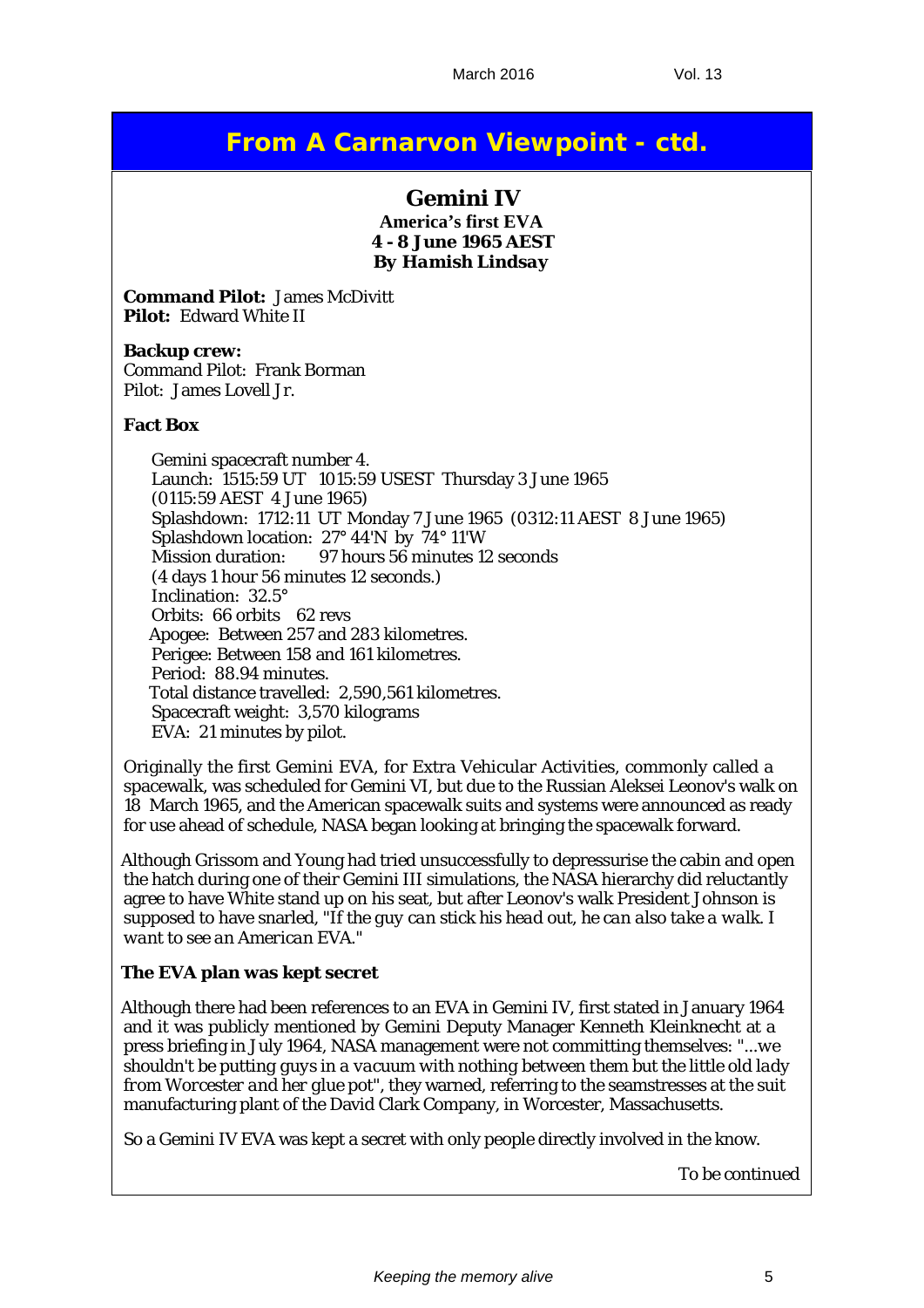## From A Carnarvon Viewpoint - ctd.

### Gemini IV

**America's first EVA**
**4 - 8 June 1965 AEST**
**By *Hamish Lindsay***

**Command Pilot:** James McDivitt
**Pilot:** Edward White II

**Backup crew:**
Command Pilot: Frank Borman
Pilot: James Lovell Jr.

**Fact Box**

Gemini spacecraft number 4.
Launch: 1515:59 UT 1015:59 USEST Thursday 3 June 1965
(0115:59 AEST 4 June 1965)
Splashdown: 1712:11 UT Monday 7 June 1965 (0312:11 AEST 8 June 1965)
Splashdown location: 27° 44'N by 74° 11'W
Mission duration: 97 hours 56 minutes 12 seconds
(4 days 1 hour 56 minutes 12 seconds.)
Inclination: 32.5°
Orbits: 66 orbits 62 revs
Apogee: Between 257 and 283 kilometres.
Perigee: Between 158 and 161 kilometres.
Period: 88.94 minutes.
Total distance travelled: 2,590,561 kilometres.
Spacecraft weight: 3,570 kilograms
EVA: 21 minutes by pilot.

Originally the first Gemini EVA, for Extra Vehicular Activities, commonly called a spacewalk, was scheduled for Gemini VI, but due to the Russian Aleksei Leonov's walk on 18 March 1965, and the American spacewalk suits and systems were announced as ready for use ahead of schedule, NASA began looking at bringing the spacewalk forward.

Although Grissom and Young had tried unsuccessfully to depressurise the cabin and open the hatch during one of their Gemini III simulations, the NASA hierarchy did reluctantly agree to have White stand up on his seat, but after Leonov's walk President Johnson is supposed to have snarled, "*If the guy can stick his head out, he can also take a walk. I want to see an American EVA.*"

**The EVA plan was kept secret**

Although there had been references to an EVA in Gemini IV, first stated in January 1964 and it was publicly mentioned by Gemini Deputy Manager Kenneth Kleinknecht at a press briefing in July 1964, NASA management were not committing themselves: "*...we shouldn't be putting guys in a vacuum with nothing between them but the little old lady from Worcester and her glue pot*", they warned, referring to the seamstresses at the suit manufacturing plant of the David Clark Company, in Worcester, Massachusetts.

So a Gemini IV EVA was kept a secret with only people directly involved in the know.

*To be continued*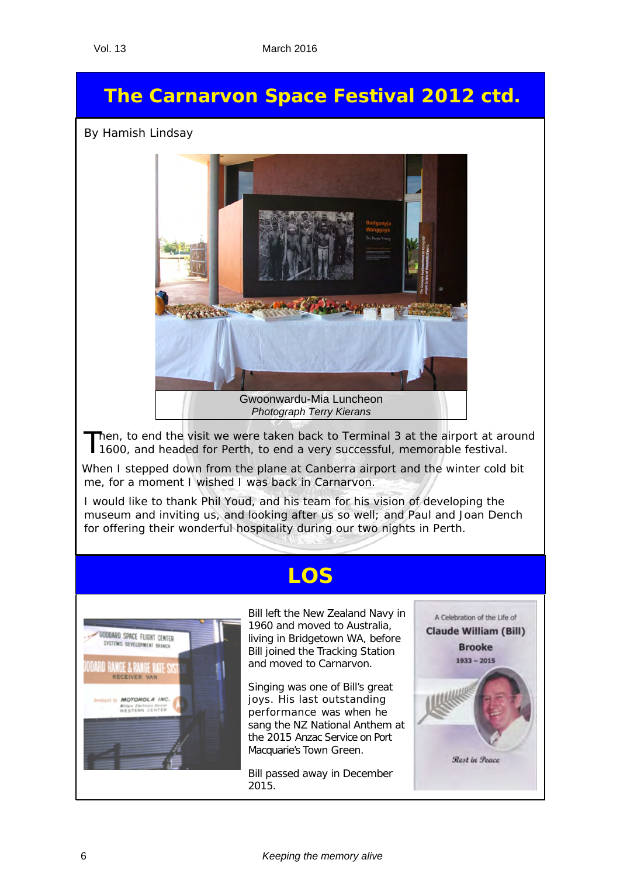# The Carnarvon Space Festival 2012 ctd.

By Hamish Lindsay

Gwoonwardu-Mia Luncheon
*Photograph Terry Kierans*

Then, to end the visit we were taken back to Terminal 3 at the airport at around 1600, and headed for Perth, to end a very successful, memorable festival.

When I stepped down from the plane at Canberra airport and the winter cold bit me, for a moment I wished I was back in Carnarvon.

I would like to thank Phil Youd, and his team for his vision of developing the museum and inviting us, and looking after us so well; and Paul and Joan Dench for offering their wonderful hospitality during our two nights in Perth.

# LOS

Bill left the New Zealand Navy in 1960 and moved to Australia, living in Bridgetown WA, before Bill joined the Tracking Station and moved to Carnarvon.

Singing was one of Bill's great joys. His last outstanding performance was when he sang the NZ National Anthem at the 2015 Anzac Service on Port Macquarie's Town Green.

Bill passed away in December 2015.

A Celebration of the Life of
**Claude William (Bill) Brooke**
**1933 – 2015**

*Rest in Peace*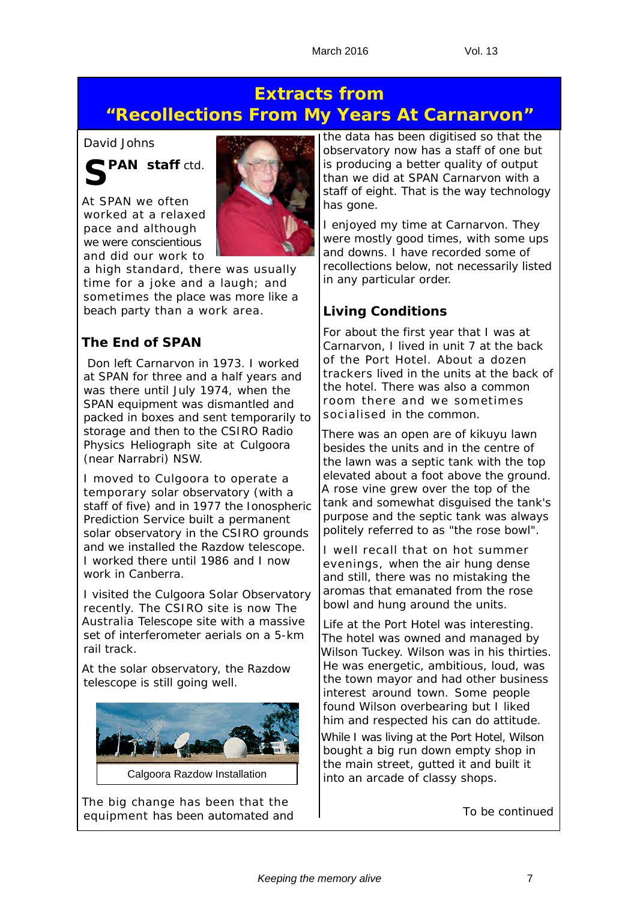# Extracts from "Recollections From My Years At Carnarvon"

David Johns

## SPAN staff ctd.

At SPAN we often worked at a relaxed pace and although we were conscientious and did our work to a high standard, there was usually time for a joke and a laugh; and sometimes the place was more like a beach party than a work area.

### The End of SPAN

Don left Carnarvon in 1973. I worked at SPAN for three and a half years and was there until July 1974, when the SPAN equipment was dismantled and packed in boxes and sent temporarily to storage and then to the CSIRO Radio Physics Heliograph site at Culgoora (near Narrabri) NSW.

I moved to Culgoora to operate a temporary solar observatory (with a staff of five) and in 1977 the Ionospheric Prediction Service built a permanent solar observatory in the CSIRO grounds and we installed the Razdow telescope. I worked there until 1986 and I now work in Canberra.

I visited the Culgoora Solar Observatory recently. The CSIRO site is now The Australia Telescope site with a massive set of interferometer aerials on a 5-km rail track.

At the solar observatory, the Razdow telescope is still going well.

Calgoora Razdow Installation

The big change has been that the equipment has been automated and the data has been digitised so that the observatory now has a staff of one but is producing a better quality of output than we did at SPAN Carnarvon with a staff of eight. That is the way technology has gone.

I enjoyed my time at Carnarvon. They were mostly good times, with some ups and downs. I have recorded some of recollections below, not necessarily listed in any particular order.

### Living Conditions

For about the first year that I was at Carnarvon, I lived in unit 7 at the back of the Port Hotel. About a dozen trackers lived in the units at the back of the hotel. There was also a common room there and we sometimes socialised in the common.

There was an open are of kikuyu lawn besides the units and in the centre of the lawn was a septic tank with the top elevated about a foot above the ground. A rose vine grew over the top of the tank and somewhat disguised the tank's purpose and the septic tank was always politely referred to as "the rose bowl".

I well recall that on hot summer evenings, when the air hung dense and still, there was no mistaking the aromas that emanated from the rose bowl and hung around the units.

Life at the Port Hotel was interesting. The hotel was owned and managed by Wilson Tuckey. Wilson was in his thirties. He was energetic, ambitious, loud, was the town mayor and had other business interest around town. Some people found Wilson overbearing but I liked him and respected his can do attitude.

While I was living at the Port Hotel, Wilson bought a big run down empty shop in the main street, gutted it and built it into an arcade of classy shops.

To be continued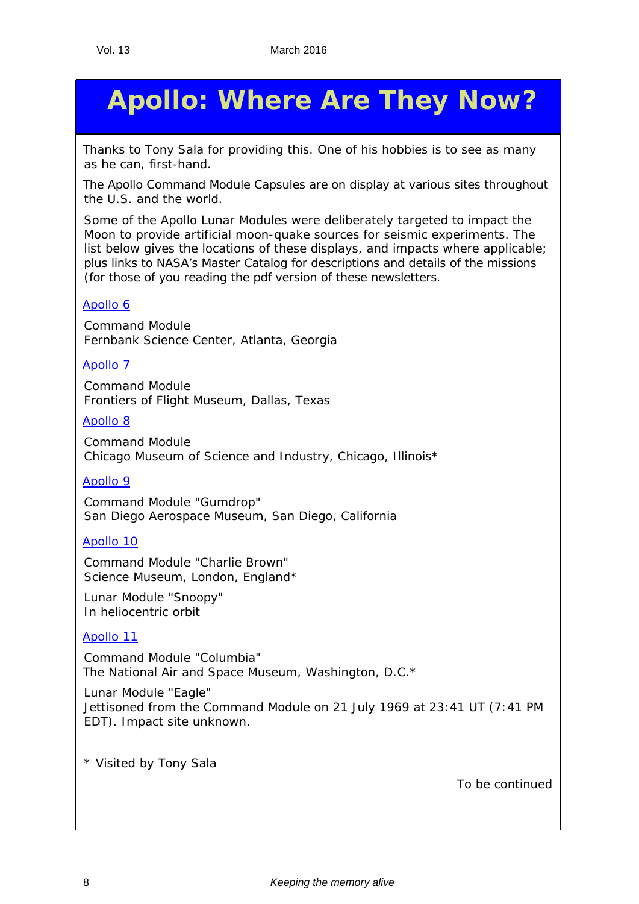# Apollo: Where Are They Now?

Thanks to Tony Sala for providing this. One of his hobbies is to see as many as he can, first-hand.

The Apollo Command Module Capsules are on display at various sites throughout the U.S. and the world.

Some of the Apollo Lunar Modules were deliberately targeted to impact the Moon to provide artificial moon-quake sources for seismic experiments. The list below gives the locations of these displays, and impacts where applicable; plus links to NASA's Master Catalog for descriptions and details of the missions (for those of you reading the pdf version of these newsletters.

Apollo 6

Command Module
Fernbank Science Center, Atlanta, Georgia

Apollo 7

Command Module
Frontiers of Flight Museum, Dallas, Texas

Apollo 8

Command Module
Chicago Museum of Science and Industry, Chicago, Illinois*

Apollo 9

Command Module "Gumdrop"
San Diego Aerospace Museum, San Diego, California

Apollo 10

Command Module "Charlie Brown"
Science Museum, London, England*

Lunar Module "Snoopy"
In heliocentric orbit

Apollo 11

Command Module "Columbia"
The National Air and Space Museum, Washington, D.C.*

Lunar Module "Eagle"
Jettisoned from the Command Module on 21 July 1969 at 23:41 UT (7:41 PM EDT). Impact site unknown.

* Visited by Tony Sala

To be continued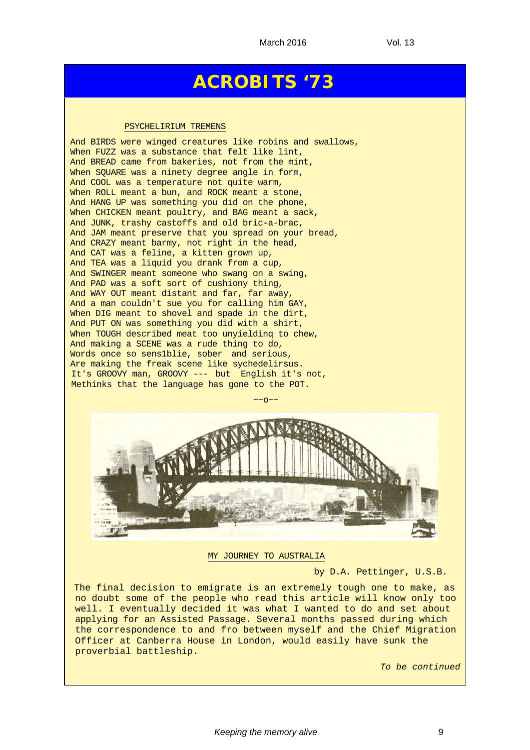# ACROBITS '73

PSYCHELIRIUM TREMENS

And BIRDS were winged creatures like robins and swallows,
When FUZZ was a substance that felt like lint,
And BREAD came from bakeries, not from the mint,
When SQUARE was a ninety degree angle in form,
And COOL was a temperature not quite warm,
When ROLL meant a bun, and ROCK meant a stone,
And HANG UP was something you did on the phone,
When CHICKEN meant poultry, and BAG meant a sack,
And JUNK, trashy castoffs and old bric-a-brac,
And JAM meant preserve that you spread on your bread,
And CRAZY meant barmy, not right in the head,
And CAT was a feline, a kitten grown up,
And TEA was a liquid you drank from a cup,
And SWINGER meant someone who swang on a swing,
And PAD was a soft sort of cushiony thing,
And WAY OUT meant distant and far, far away,
And a man couldn't sue you for calling him GAY,
When DIG meant to shovel and spade in the dirt,
And PUT ON was something you did with a shirt,
When TOUGH described meat too unyieldinq to chew,
And making a SCENE was a rude thing to do,
Words once so sens1blie, sober and serious,
Are making the freak scene like sychedelirsus.
It's GROOVY man, GROOVY --- but English it's not,
Methinks that the language has gone to the POT.

~~o~~

MY JOURNEY TO AUSTRALIA

by D.A. Pettinger, U.S.B.

The final decision to emigrate is an extremely tough one to make, as no doubt some of the people who read this article will know only too well. I eventually decided it was what I wanted to do and set about applying for an Assisted Passage. Several months passed during which the correspondence to and fro between myself and the Chief Migration Officer at Canberra House in London, would easily have sunk the proverbial battleship.

*To be continued*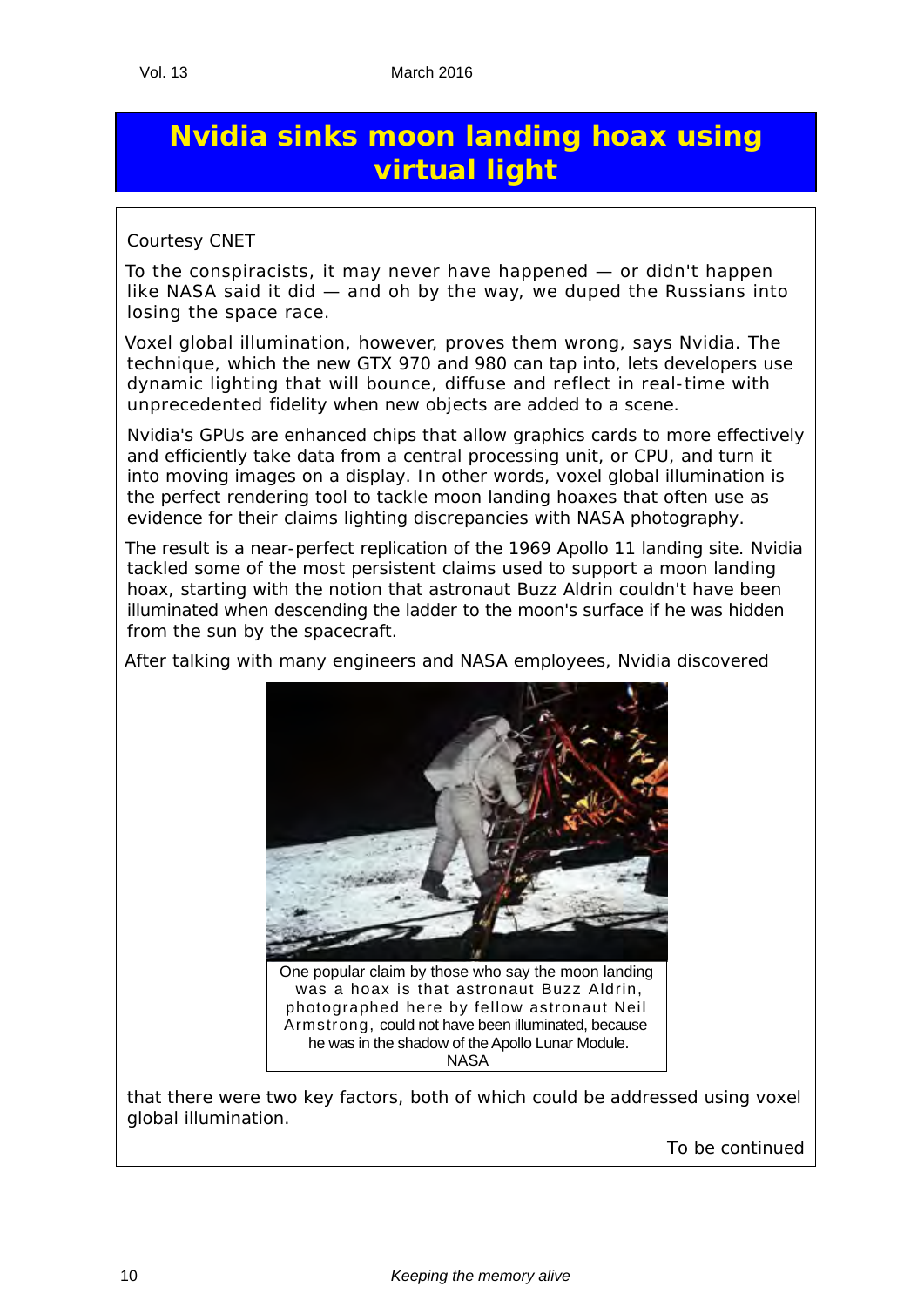# Nvidia sinks moon landing hoax using virtual light

Courtesy CNET

To the conspiracists, it may never have happened — or didn't happen like NASA said it did — and oh by the way, we duped the Russians into losing the space race.

Voxel global illumination, however, proves them wrong, says Nvidia. The technique, which the new GTX 970 and 980 can tap into, lets developers use dynamic lighting that will bounce, diffuse and reflect in real-time with unprecedented fidelity when new objects are added to a scene.

Nvidia's GPUs are enhanced chips that allow graphics cards to more effectively and efficiently take data from a central processing unit, or CPU, and turn it into moving images on a display. In other words, voxel global illumination is the perfect rendering tool to tackle moon landing hoaxes that often use as evidence for their claims lighting discrepancies with NASA photography.

The result is a near-perfect replication of the 1969 Apollo 11 landing site. Nvidia tackled some of the most persistent claims used to support a moon landing hoax, starting with the notion that astronaut Buzz Aldrin couldn't have been illuminated when descending the ladder to the moon's surface if he was hidden from the sun by the spacecraft.

After talking with many engineers and NASA employees, Nvidia discovered that there were two key factors, both of which could be addressed using voxel global illumination.

One popular claim by those who say the moon landing was a hoax is that astronaut Buzz Aldrin, photographed here by fellow astronaut Neil Armstrong, could not have been illuminated, because he was in the shadow of the Apollo Lunar Module.
NASA

To be continued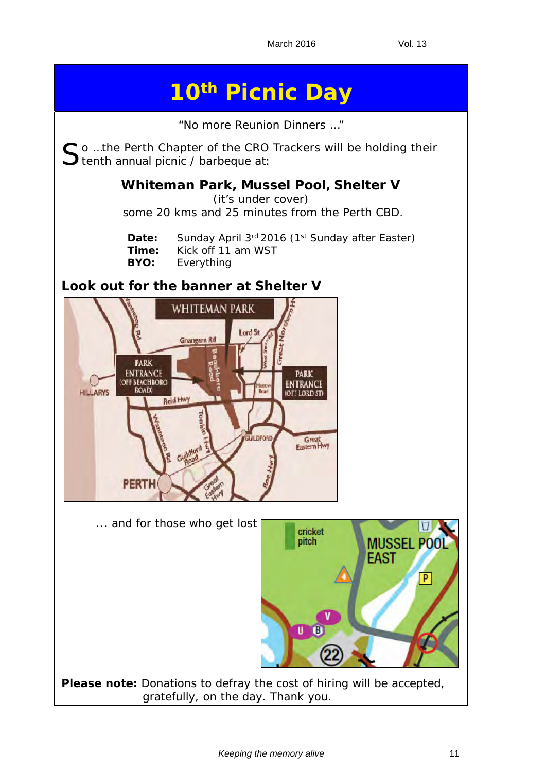# 10th Picnic Day

"No more Reunion Dinners ..."

So ...the Perth Chapter of the CRO Trackers will be holding their tenth annual picnic / barbeque at:

**Whiteman Park, Mussel Pool, Shelter V**

(it's under cover)

some 20 kms and 25 minutes from the Perth CBD.

**Date:** Sunday April 3rd 2016 (1st Sunday after Easter)
**Time:** Kick off 11 am WST
**BYO:** Everything

## Look out for the banner at Shelter V

... and for those who get lost

**Please note:** Donations to defray the cost of hiring will be accepted, gratefully, on the day. Thank you.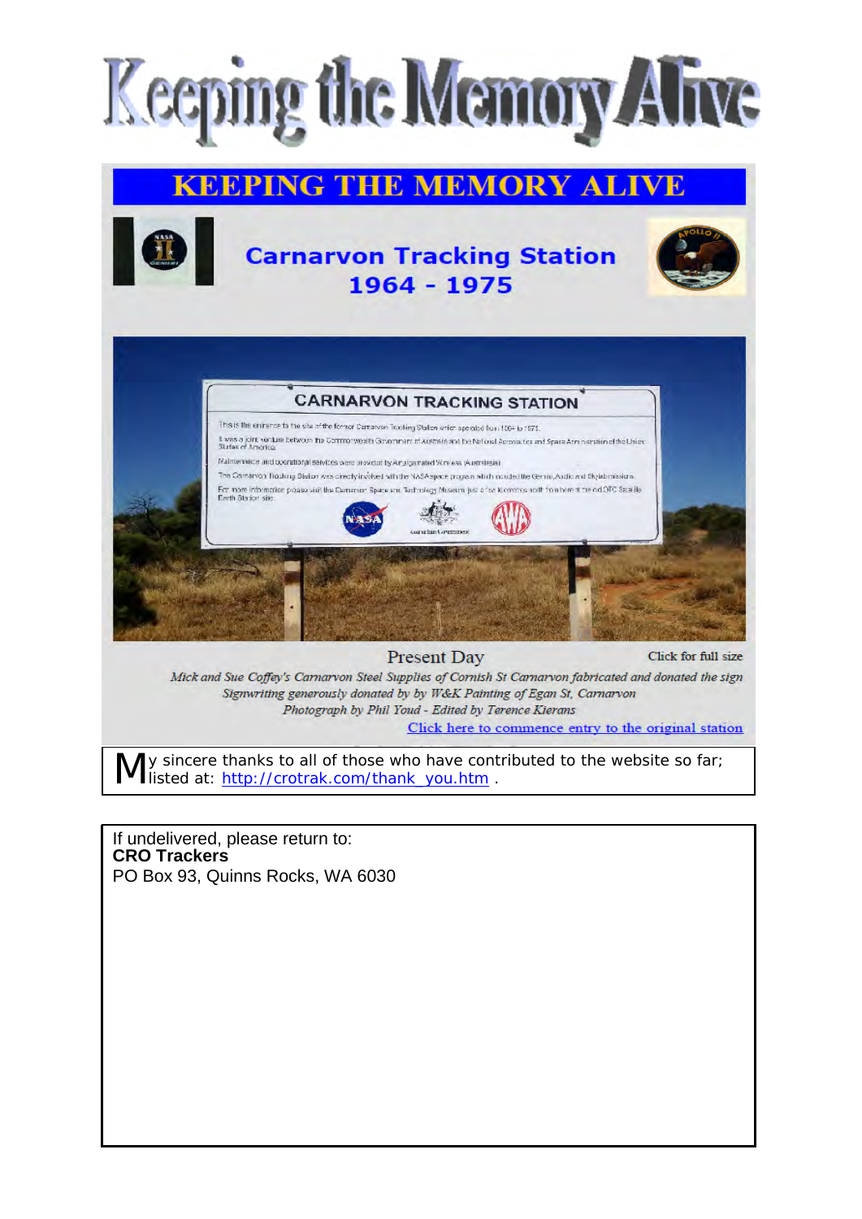# Keeping the Memory Alive

## KEEPING THE MEMORY ALIVE

### Carnarvon Tracking Station 1964 - 1975

Present Day

Click for full size

*Mick and Sue Coffey's Carnarvon Steel Supplies of Cornish St Carnarvon fabricated and donated the sign*

*Signwriting generously donated by by W&K Painting of Egan St, Carnarvon*

*Photograph by Phil Youd - Edited by Terence Kierans*

Click here to commence entry to the original station

My sincere thanks to all of those who have contributed to the website so far; listed at: http://crotrak.com/thank_you.htm .

If undelivered, please return to:
**CRO Trackers**
PO Box 93, Quinns Rocks, WA 6030